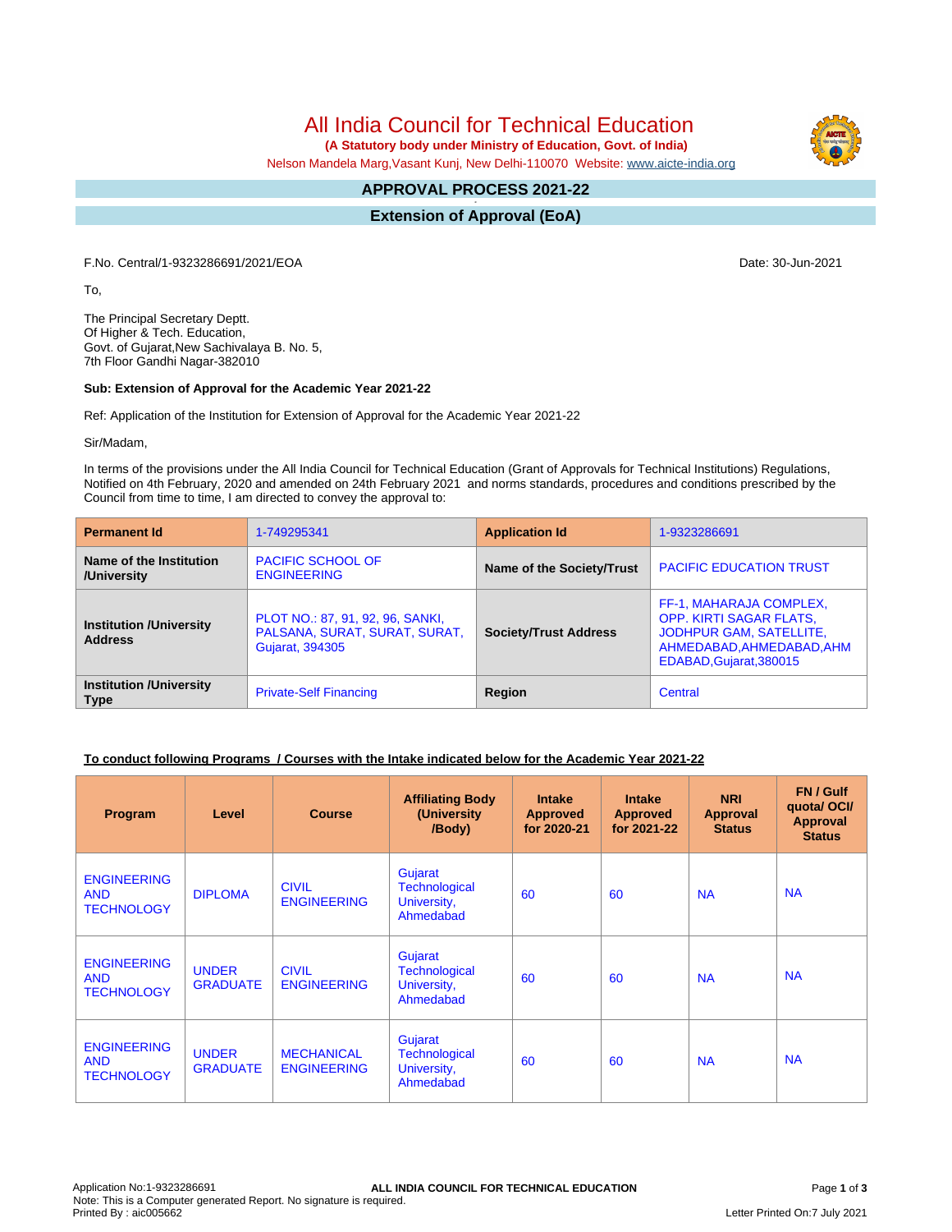# All India Council for Technical Education

**(A Statutory body under Ministry of Education, Govt. of India)**

Nelson Mandela Marg,Vasant Kunj, New Delhi-110070 Website: www.aicte-india.org

## APPROVAL PROCESS 2021-22

## Extension of Approval (EoA)

F.No. Central/1-9323286691/2021/EOA

Date: 30-Jun-2021

To,

The Principal Secretary Deptt.
Of Higher & Tech. Education,
Govt. of Gujarat,New Sachivalaya B. No. 5,
7th Floor Gandhi Nagar-382010

**Sub: Extension of Approval for the Academic Year 2021-22**

Ref: Application of the Institution for Extension of Approval for the Academic Year 2021-22

Sir/Madam,

In terms of the provisions under the All India Council for Technical Education (Grant of Approvals for Technical Institutions) Regulations, Notified on 4th February, 2020 and amended on 24th February 2021 and norms standards, procedures and conditions prescribed by the Council from time to time, I am directed to convey the approval to:

| **Permanent Id** | 1-749295341 | **Application Id** | 1-9323286691 |
|---|---|---|---|
| **Name of the Institution /University** | PACIFIC SCHOOL OF ENGINEERING | **Name of the Society/Trust** | PACIFIC EDUCATION TRUST |
| **Institution /University Address** | PLOT NO.: 87, 91, 92, 96, SANKI, PALSANA, SURAT, SURAT, SURAT, Gujarat, 394305 | **Society/Trust Address** | FF-1, MAHARAJA COMPLEX, OPP. KIRTI SAGAR FLATS, JODHPUR GAM, SATELLITE, AHMEDABAD,AHMEDABAD,AHMEDABAD,Gujarat,380015 |
| **Institution /University Type** | Private-Self Financing | **Region** | Central |

**To conduct following Programs / Courses with the Intake indicated below for the Academic Year 2021-22**

| Program | Level | Course | Affiliating Body (University /Body) | Intake Approved for 2020-21 | Intake Approved for 2021-22 | NRI Approval Status | FN / Gulf quota/ OCI/ Approval Status |
|---|---|---|---|---|---|---|---|
| ENGINEERING AND TECHNOLOGY | DIPLOMA | CIVIL ENGINEERING | Gujarat Technological University, Ahmedabad | 60 | 60 | NA | NA |
| ENGINEERING AND TECHNOLOGY | UNDER GRADUATE | CIVIL ENGINEERING | Gujarat Technological University, Ahmedabad | 60 | 60 | NA | NA |
| ENGINEERING AND TECHNOLOGY | UNDER GRADUATE | MECHANICAL ENGINEERING | Gujarat Technological University, Ahmedabad | 60 | 60 | NA | NA |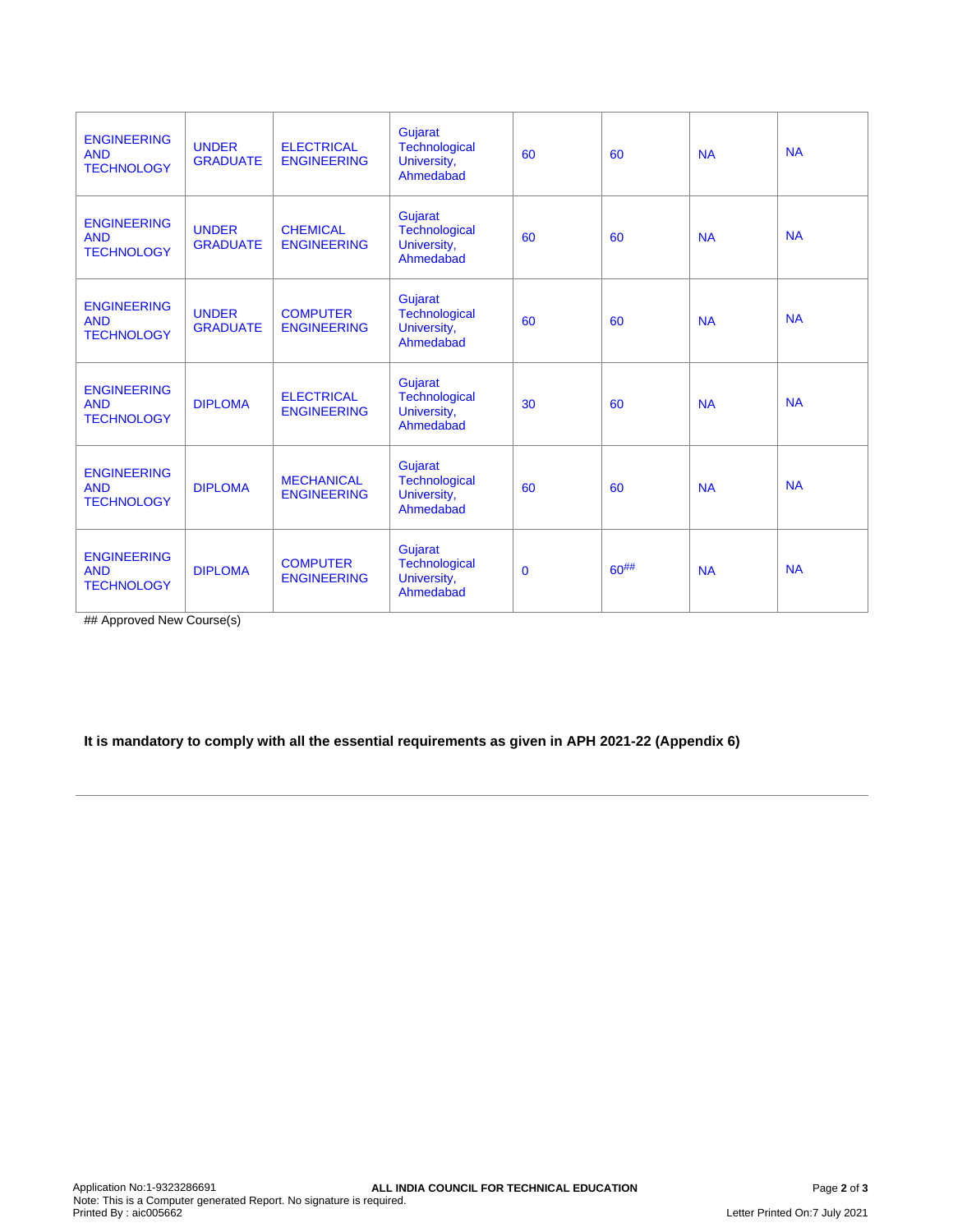| | | | | | | | |
|---|---|---|---|---|---|---|---|
| ENGINEERING AND TECHNOLOGY | UNDER GRADUATE | ELECTRICAL ENGINEERING | Gujarat Technological University, Ahmedabad | 60 | 60 | NA | NA |
| ENGINEERING AND TECHNOLOGY | UNDER GRADUATE | CHEMICAL ENGINEERING | Gujarat Technological University, Ahmedabad | 60 | 60 | NA | NA |
| ENGINEERING AND TECHNOLOGY | UNDER GRADUATE | COMPUTER ENGINEERING | Gujarat Technological University, Ahmedabad | 60 | 60 | NA | NA |
| ENGINEERING AND TECHNOLOGY | DIPLOMA | ELECTRICAL ENGINEERING | Gujarat Technological University, Ahmedabad | 30 | 60 | NA | NA |
| ENGINEERING AND TECHNOLOGY | DIPLOMA | MECHANICAL ENGINEERING | Gujarat Technological University, Ahmedabad | 60 | 60 | NA | NA |
| ENGINEERING AND TECHNOLOGY | DIPLOMA | COMPUTER ENGINEERING | Gujarat Technological University, Ahmedabad | 0 | 60## | NA | NA |

## Approved New Course(s)

**It is mandatory to comply with all the essential requirements as given in APH 2021-22 (Appendix 6)**

---

Application No:1-9323286691

Note: This is a Computer generated Report. No signature is required.

Printed By : aic005662

ALL INDIA COUNCIL FOR TECHNICAL EDUCATION

Letter Printed On:7 July 2021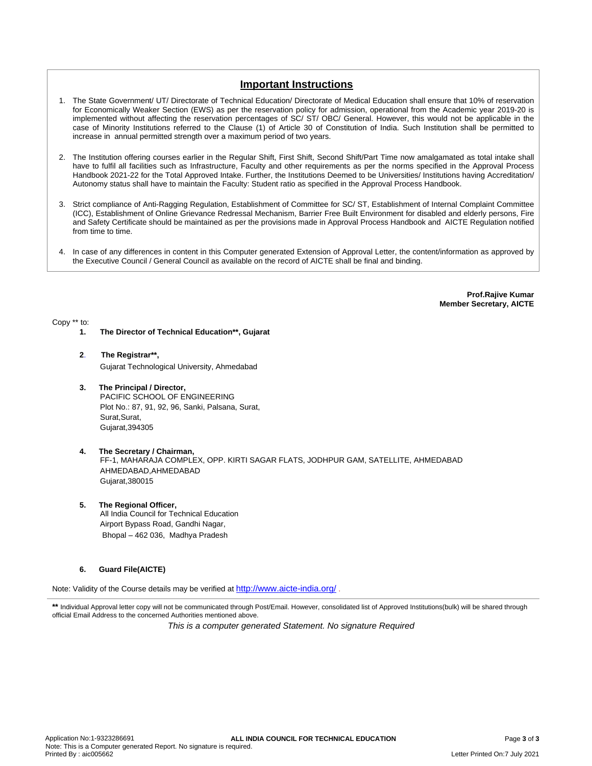## Important Instructions

1. The State Government/ UT/ Directorate of Technical Education/ Directorate of Medical Education shall ensure that 10% of reservation for Economically Weaker Section (EWS) as per the reservation policy for admission, operational from the Academic year 2019-20 is implemented without affecting the reservation percentages of SC/ ST/ OBC/ General. However, this would not be applicable in the case of Minority Institutions referred to the Clause (1) of Article 30 of Constitution of India. Such Institution shall be permitted to increase in annual permitted strength over a maximum period of two years.

2. The Institution offering courses earlier in the Regular Shift, First Shift, Second Shift/Part Time now amalgamated as total intake shall have to fulfil all facilities such as Infrastructure, Faculty and other requirements as per the norms specified in the Approval Process Handbook 2021-22 for the Total Approved Intake. Further, the Institutions Deemed to be Universities/ Institutions having Accreditation/ Autonomy status shall have to maintain the Faculty: Student ratio as specified in the Approval Process Handbook.

3. Strict compliance of Anti-Ragging Regulation, Establishment of Committee for SC/ ST, Establishment of Internal Complaint Committee (ICC), Establishment of Online Grievance Redressal Mechanism, Barrier Free Built Environment for disabled and elderly persons, Fire and Safety Certificate should be maintained as per the provisions made in Approval Process Handbook and AICTE Regulation notified from time to time.

4. In case of any differences in content in this Computer generated Extension of Approval Letter, the content/information as approved by the Executive Council / General Council as available on the record of AICTE shall be final and binding.

**Prof.Rajive Kumar**
**Member Secretary, AICTE**

Copy ** to:

1. **The Director of Technical Education**, Gujarat**

2. **The Registrar**,**
   Gujarat Technological University, Ahmedabad

3. **The Principal / Director,**
   PACIFIC SCHOOL OF ENGINEERING
   Plot No.: 87, 91, 92, 96, Sanki, Palsana, Surat,
   Surat,Surat,
   Gujarat,394305

4. **The Secretary / Chairman,**
   FF-1, MAHARAJA COMPLEX, OPP. KIRTI SAGAR FLATS, JODHPUR GAM, SATELLITE, AHMEDABAD
   AHMEDABAD,AHMEDABAD
   Gujarat,380015

5. **The Regional Officer,**
   All India Council for Technical Education
   Airport Bypass Road, Gandhi Nagar,
   Bhopal – 462 036, Madhya Pradesh

6. **Guard File(AICTE)**

Note: Validity of the Course details may be verified at http://www.aicte-india.org/ .

**\*\*** Individual Approval letter copy will not be communicated through Post/Email. However, consolidated list of Approved Institutions(bulk) will be shared through official Email Address to the concerned Authorities mentioned above.

*This is a computer generated Statement. No signature Required*

Application No:1-9323286691
ALL INDIA COUNCIL FOR TECHNICAL EDUCATION
Note: This is a Computer generated Report. No signature is required.
Printed By : aic005662
Letter Printed On:7 July 2021